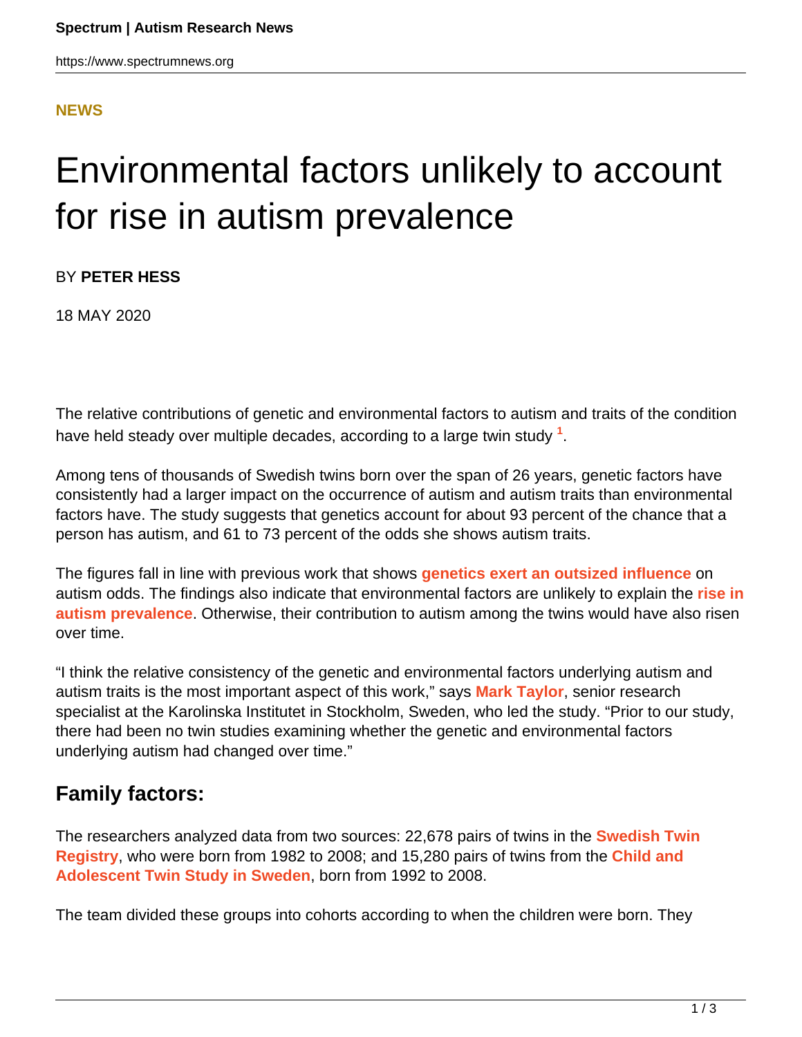**NEWS**

# Environmental factors unlikely to account for rise in autism prevalence

BY **PETER HESS**

18 MAY 2020

The relative contributions of genetic and environmental factors to autism and traits of the condition have held steady over multiple decades, according to a large twin study [1].

Among tens of thousands of Swedish twins born over the span of 26 years, genetic factors have consistently had a larger impact on the occurrence of autism and autism traits than environmental factors have. The study suggests that genetics account for about 93 percent of the chance that a person has autism, and 61 to 73 percent of the odds she shows autism traits.

The figures fall in line with previous work that shows **genetics exert an outsized influence** on autism odds. The findings also indicate that environmental factors are unlikely to explain the **rise in autism prevalence**. Otherwise, their contribution to autism among the twins would have also risen over time.

"I think the relative consistency of the genetic and environmental factors underlying autism and autism traits is the most important aspect of this work," says **Mark Taylor**, senior research specialist at the Karolinska Institutet in Stockholm, Sweden, who led the study. "Prior to our study, there had been no twin studies examining whether the genetic and environmental factors underlying autism had changed over time."

## Family factors:

The researchers analyzed data from two sources: 22,678 pairs of twins in the **Swedish Twin Registry**, who were born from 1982 to 2008; and 15,280 pairs of twins from the **Child and Adolescent Twin Study in Sweden**, born from 1992 to 2008.

The team divided these groups into cohorts according to when the children were born. They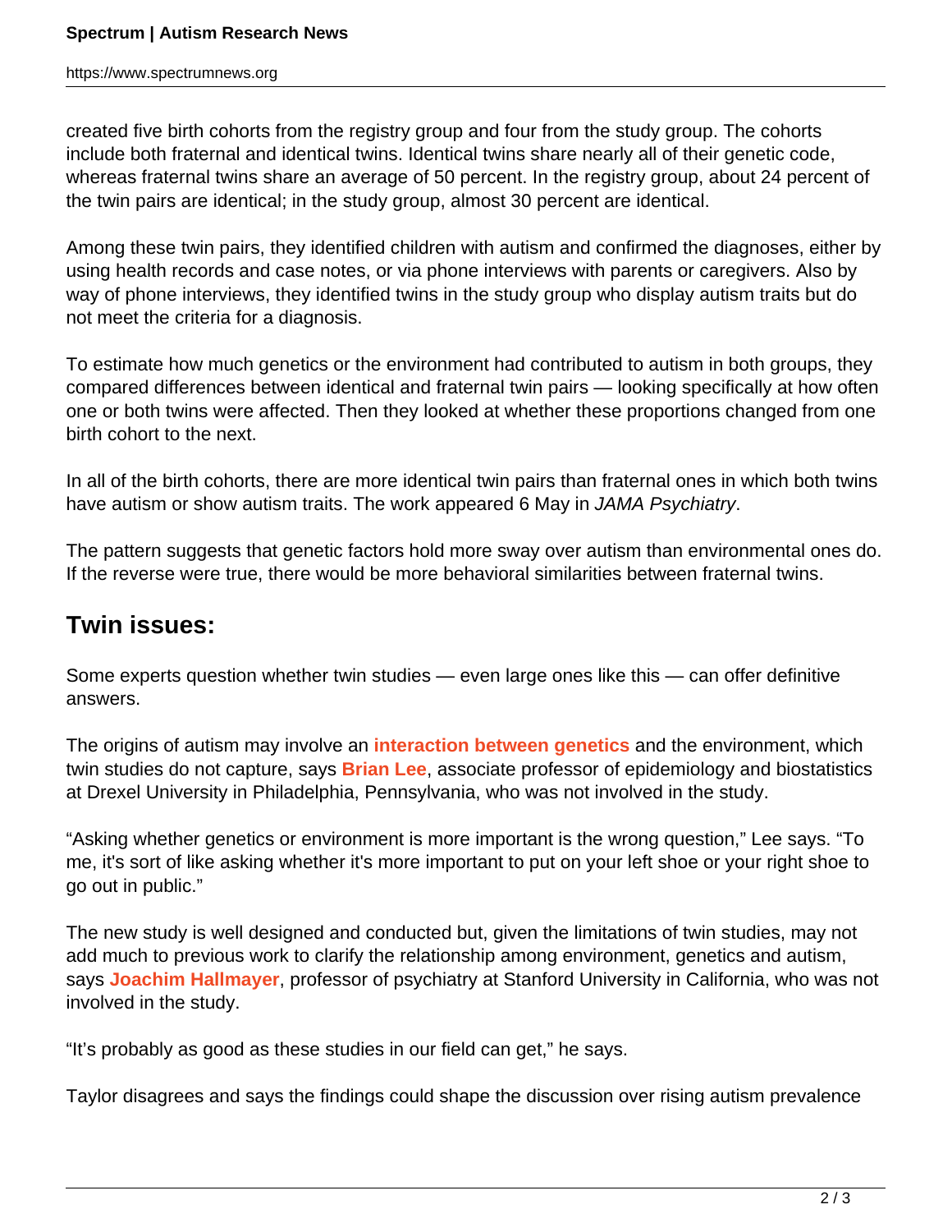created five birth cohorts from the registry group and four from the study group. The cohorts include both fraternal and identical twins. Identical twins share nearly all of their genetic code, whereas fraternal twins share an average of 50 percent. In the registry group, about 24 percent of the twin pairs are identical; in the study group, almost 30 percent are identical.

Among these twin pairs, they identified children with autism and confirmed the diagnoses, either by using health records and case notes, or via phone interviews with parents or caregivers. Also by way of phone interviews, they identified twins in the study group who display autism traits but do not meet the criteria for a diagnosis.

To estimate how much genetics or the environment had contributed to autism in both groups, they compared differences between identical and fraternal twin pairs — looking specifically at how often one or both twins were affected. Then they looked at whether these proportions changed from one birth cohort to the next.

In all of the birth cohorts, there are more identical twin pairs than fraternal ones in which both twins have autism or show autism traits. The work appeared 6 May in *JAMA Psychiatry*.

The pattern suggests that genetic factors hold more sway over autism than environmental ones do. If the reverse were true, there would be more behavioral similarities between fraternal twins.

## Twin issues:

Some experts question whether twin studies — even large ones like this — can offer definitive answers.

The origins of autism may involve an **interaction between genetics** and the environment, which twin studies do not capture, says **Brian Lee**, associate professor of epidemiology and biostatistics at Drexel University in Philadelphia, Pennsylvania, who was not involved in the study.

“Asking whether genetics or environment is more important is the wrong question,” Lee says. “To me, it's sort of like asking whether it's more important to put on your left shoe or your right shoe to go out in public.”

The new study is well designed and conducted but, given the limitations of twin studies, may not add much to previous work to clarify the relationship among environment, genetics and autism, says **Joachim Hallmayer**, professor of psychiatry at Stanford University in California, who was not involved in the study.

“It’s probably as good as these studies in our field can get,” he says.

Taylor disagrees and says the findings could shape the discussion over rising autism prevalence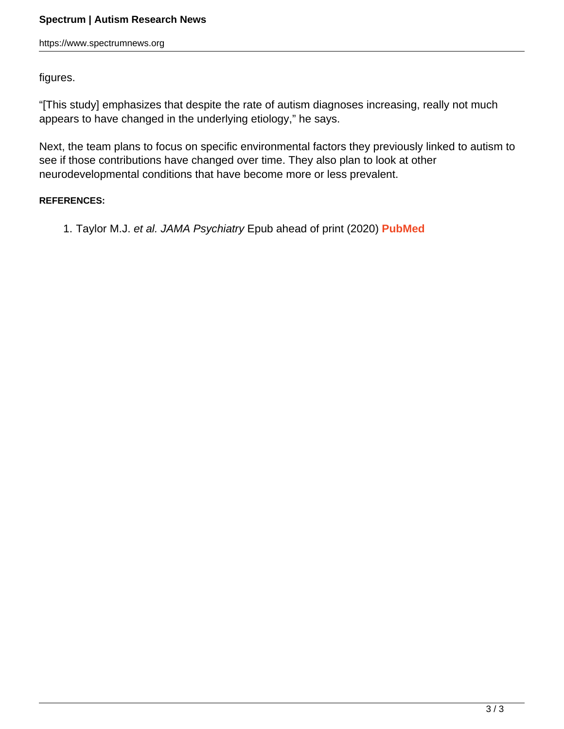figures.

“[This study] emphasizes that despite the rate of autism diagnoses increasing, really not much appears to have changed in the underlying etiology,” he says.

Next, the team plans to focus on specific environmental factors they previously linked to autism to see if those contributions have changed over time. They also plan to look at other neurodevelopmental conditions that have become more or less prevalent.

**REFERENCES:**

1. Taylor M.J. *et al. JAMA Psychiatry* Epub ahead of print (2020) **PubMed**